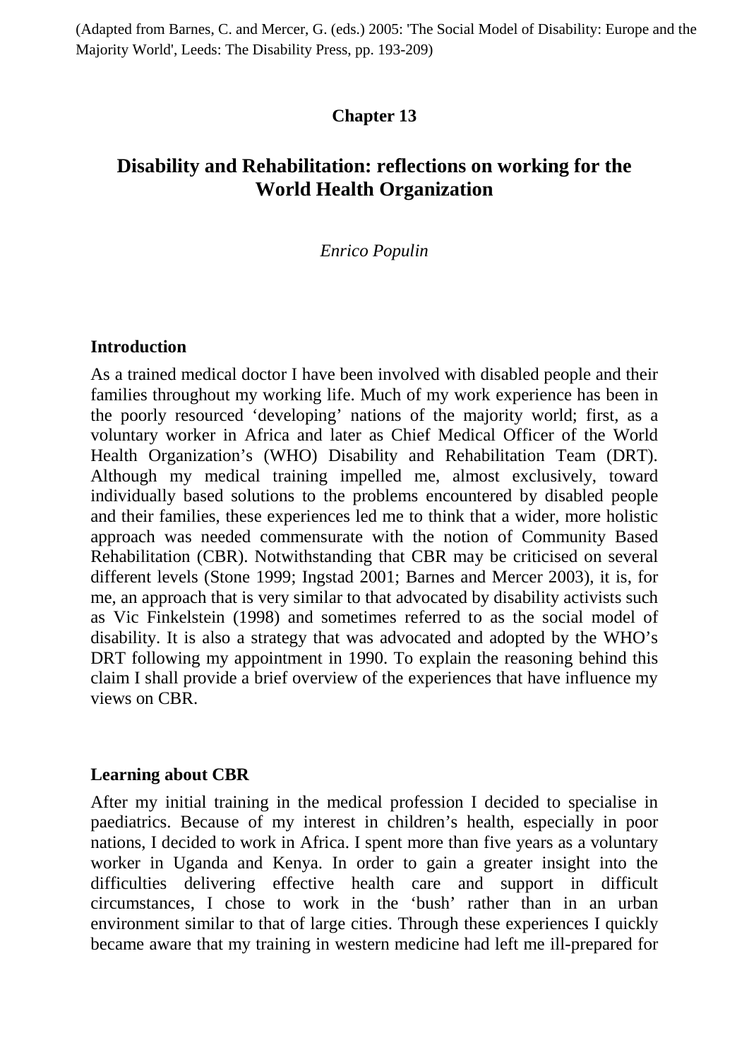(Adapted from Barnes, C. and Mercer, G. (eds.) 2005: 'The Social Model of Disability: Europe and the Majority World', Leeds: The Disability Press, pp. 193-209)

**Chapter 13**

# Disability and Rehabilitation: reflections on working for the World Health Organization

*Enrico Populin*

## Introduction

As a trained medical doctor I have been involved with disabled people and their families throughout my working life. Much of my work experience has been in the poorly resourced 'developing' nations of the majority world; first, as a voluntary worker in Africa and later as Chief Medical Officer of the World Health Organization's (WHO) Disability and Rehabilitation Team (DRT). Although my medical training impelled me, almost exclusively, toward individually based solutions to the problems encountered by disabled people and their families, these experiences led me to think that a wider, more holistic approach was needed commensurate with the notion of Community Based Rehabilitation (CBR). Notwithstanding that CBR may be criticised on several different levels (Stone 1999; Ingstad 2001; Barnes and Mercer 2003), it is, for me, an approach that is very similar to that advocated by disability activists such as Vic Finkelstein (1998) and sometimes referred to as the social model of disability. It is also a strategy that was advocated and adopted by the WHO's DRT following my appointment in 1990. To explain the reasoning behind this claim I shall provide a brief overview of the experiences that have influence my views on CBR.

## Learning about CBR

After my initial training in the medical profession I decided to specialise in paediatrics. Because of my interest in children's health, especially in poor nations, I decided to work in Africa. I spent more than five years as a voluntary worker in Uganda and Kenya. In order to gain a greater insight into the difficulties delivering effective health care and support in difficult circumstances, I chose to work in the 'bush' rather than in an urban environment similar to that of large cities. Through these experiences I quickly became aware that my training in western medicine had left me ill-prepared for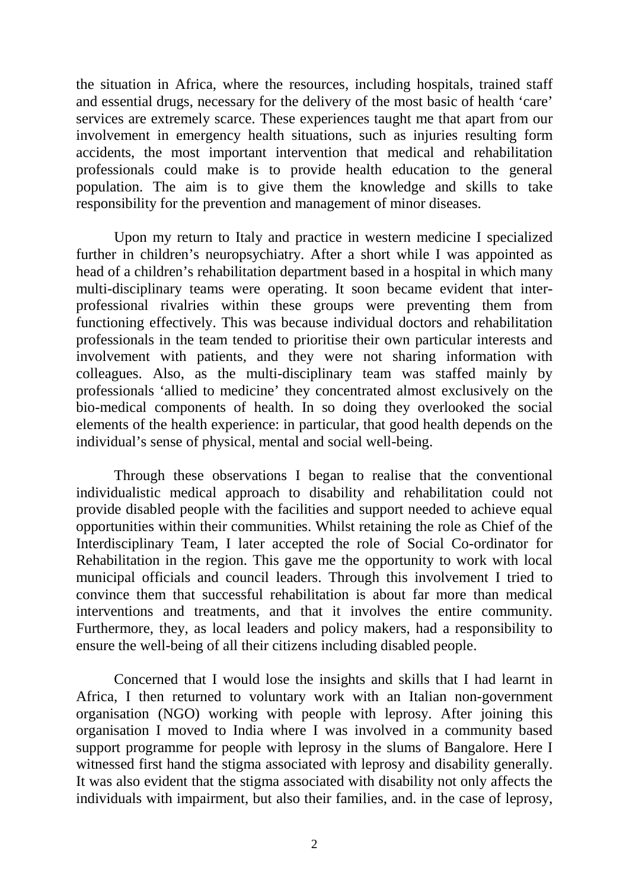the situation in Africa, where the resources, including hospitals, trained staff and essential drugs, necessary for the delivery of the most basic of health 'care' services are extremely scarce. These experiences taught me that apart from our involvement in emergency health situations, such as injuries resulting form accidents, the most important intervention that medical and rehabilitation professionals could make is to provide health education to the general population. The aim is to give them the knowledge and skills to take responsibility for the prevention and management of minor diseases.

Upon my return to Italy and practice in western medicine I specialized further in children's neuropsychiatry. After a short while I was appointed as head of a children's rehabilitation department based in a hospital in which many multi-disciplinary teams were operating. It soon became evident that inter-professional rivalries within these groups were preventing them from functioning effectively. This was because individual doctors and rehabilitation professionals in the team tended to prioritise their own particular interests and involvement with patients, and they were not sharing information with colleagues. Also, as the multi-disciplinary team was staffed mainly by professionals 'allied to medicine' they concentrated almost exclusively on the bio-medical components of health. In so doing they overlooked the social elements of the health experience: in particular, that good health depends on the individual's sense of physical, mental and social well-being.

Through these observations I began to realise that the conventional individualistic medical approach to disability and rehabilitation could not provide disabled people with the facilities and support needed to achieve equal opportunities within their communities. Whilst retaining the role as Chief of the Interdisciplinary Team, I later accepted the role of Social Co-ordinator for Rehabilitation in the region. This gave me the opportunity to work with local municipal officials and council leaders. Through this involvement I tried to convince them that successful rehabilitation is about far more than medical interventions and treatments, and that it involves the entire community. Furthermore, they, as local leaders and policy makers, had a responsibility to ensure the well-being of all their citizens including disabled people.

Concerned that I would lose the insights and skills that I had learnt in Africa, I then returned to voluntary work with an Italian non-government organisation (NGO) working with people with leprosy. After joining this organisation I moved to India where I was involved in a community based support programme for people with leprosy in the slums of Bangalore. Here I witnessed first hand the stigma associated with leprosy and disability generally. It was also evident that the stigma associated with disability not only affects the individuals with impairment, but also their families, and. in the case of leprosy,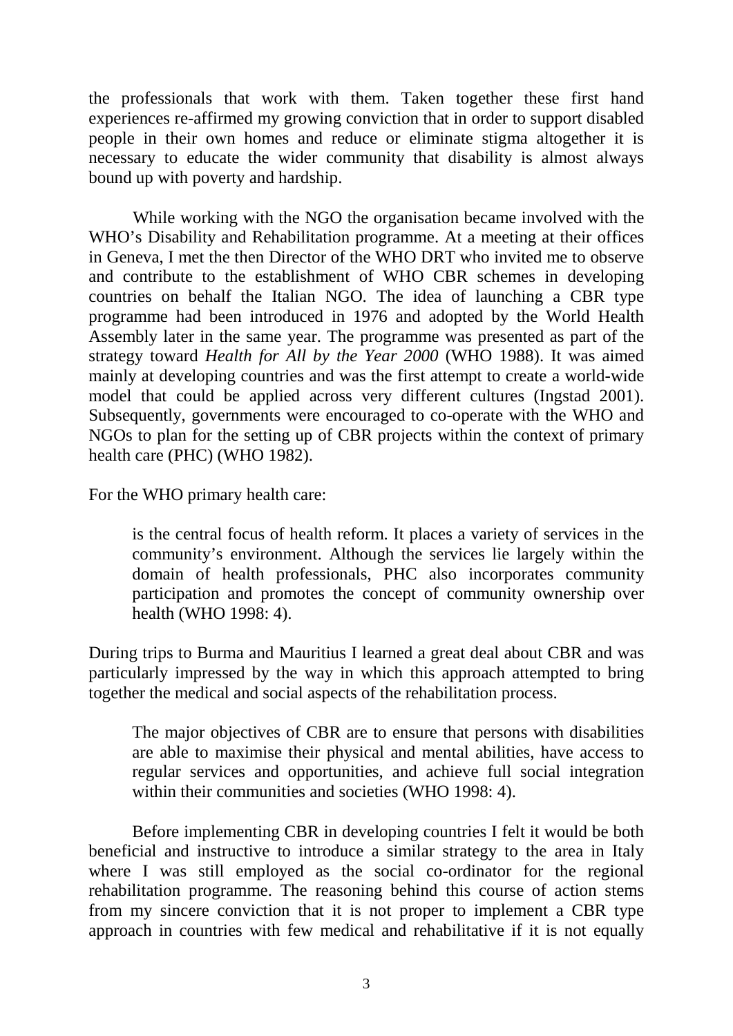the professionals that work with them. Taken together these first hand experiences re-affirmed my growing conviction that in order to support disabled people in their own homes and reduce or eliminate stigma altogether it is necessary to educate the wider community that disability is almost always bound up with poverty and hardship.

While working with the NGO the organisation became involved with the WHO's Disability and Rehabilitation programme. At a meeting at their offices in Geneva, I met the then Director of the WHO DRT who invited me to observe and contribute to the establishment of WHO CBR schemes in developing countries on behalf the Italian NGO. The idea of launching a CBR type programme had been introduced in 1976 and adopted by the World Health Assembly later in the same year. The programme was presented as part of the strategy toward *Health for All by the Year 2000* (WHO 1988). It was aimed mainly at developing countries and was the first attempt to create a world-wide model that could be applied across very different cultures (Ingstad 2001). Subsequently, governments were encouraged to co-operate with the WHO and NGOs to plan for the setting up of CBR projects within the context of primary health care (PHC) (WHO 1982).

For the WHO primary health care:

> is the central focus of health reform. It places a variety of services in the community's environment. Although the services lie largely within the domain of health professionals, PHC also incorporates community participation and promotes the concept of community ownership over health (WHO 1998: 4).

During trips to Burma and Mauritius I learned a great deal about CBR and was particularly impressed by the way in which this approach attempted to bring together the medical and social aspects of the rehabilitation process.

> The major objectives of CBR are to ensure that persons with disabilities are able to maximise their physical and mental abilities, have access to regular services and opportunities, and achieve full social integration within their communities and societies (WHO 1998: 4).

Before implementing CBR in developing countries I felt it would be both beneficial and instructive to introduce a similar strategy to the area in Italy where I was still employed as the social co-ordinator for the regional rehabilitation programme. The reasoning behind this course of action stems from my sincere conviction that it is not proper to implement a CBR type approach in countries with few medical and rehabilitative if it is not equally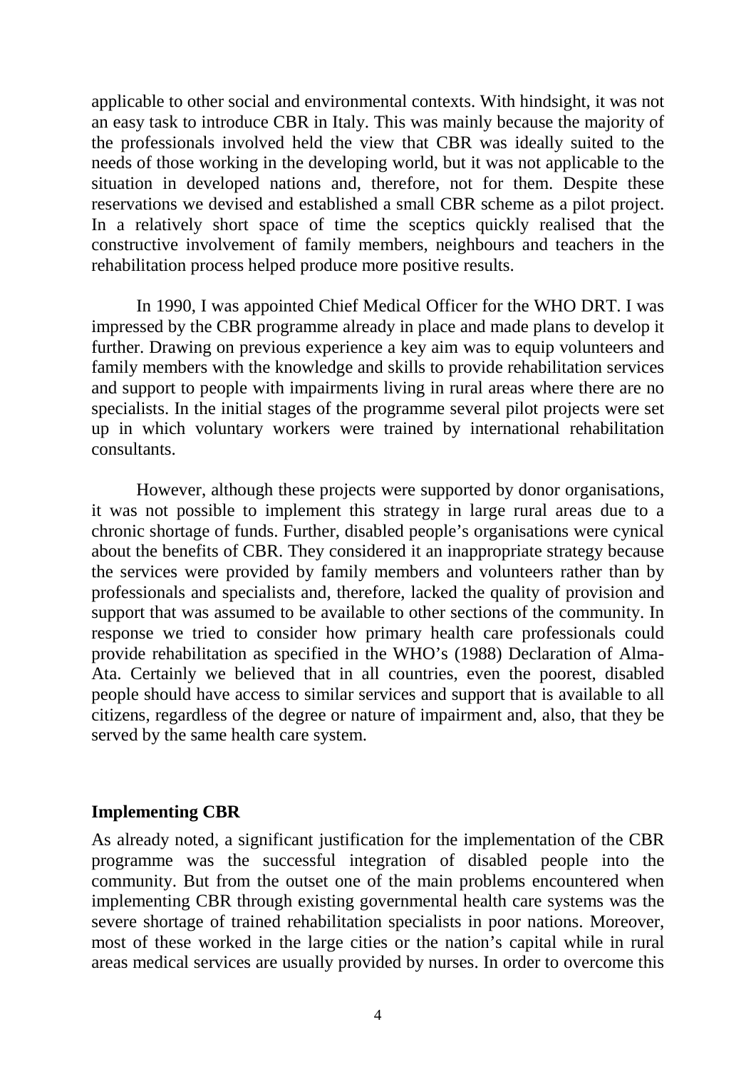applicable to other social and environmental contexts. With hindsight, it was not an easy task to introduce CBR in Italy. This was mainly because the majority of the professionals involved held the view that CBR was ideally suited to the needs of those working in the developing world, but it was not applicable to the situation in developed nations and, therefore, not for them. Despite these reservations we devised and established a small CBR scheme as a pilot project. In a relatively short space of time the sceptics quickly realised that the constructive involvement of family members, neighbours and teachers in the rehabilitation process helped produce more positive results.

In 1990, I was appointed Chief Medical Officer for the WHO DRT. I was impressed by the CBR programme already in place and made plans to develop it further. Drawing on previous experience a key aim was to equip volunteers and family members with the knowledge and skills to provide rehabilitation services and support to people with impairments living in rural areas where there are no specialists. In the initial stages of the programme several pilot projects were set up in which voluntary workers were trained by international rehabilitation consultants.

However, although these projects were supported by donor organisations, it was not possible to implement this strategy in large rural areas due to a chronic shortage of funds. Further, disabled people's organisations were cynical about the benefits of CBR. They considered it an inappropriate strategy because the services were provided by family members and volunteers rather than by professionals and specialists and, therefore, lacked the quality of provision and support that was assumed to be available to other sections of the community. In response we tried to consider how primary health care professionals could provide rehabilitation as specified in the WHO's (1988) Declaration of Alma-Ata. Certainly we believed that in all countries, even the poorest, disabled people should have access to similar services and support that is available to all citizens, regardless of the degree or nature of impairment and, also, that they be served by the same health care system.

## Implementing CBR

As already noted, a significant justification for the implementation of the CBR programme was the successful integration of disabled people into the community. But from the outset one of the main problems encountered when implementing CBR through existing governmental health care systems was the severe shortage of trained rehabilitation specialists in poor nations. Moreover, most of these worked in the large cities or the nation's capital while in rural areas medical services are usually provided by nurses. In order to overcome this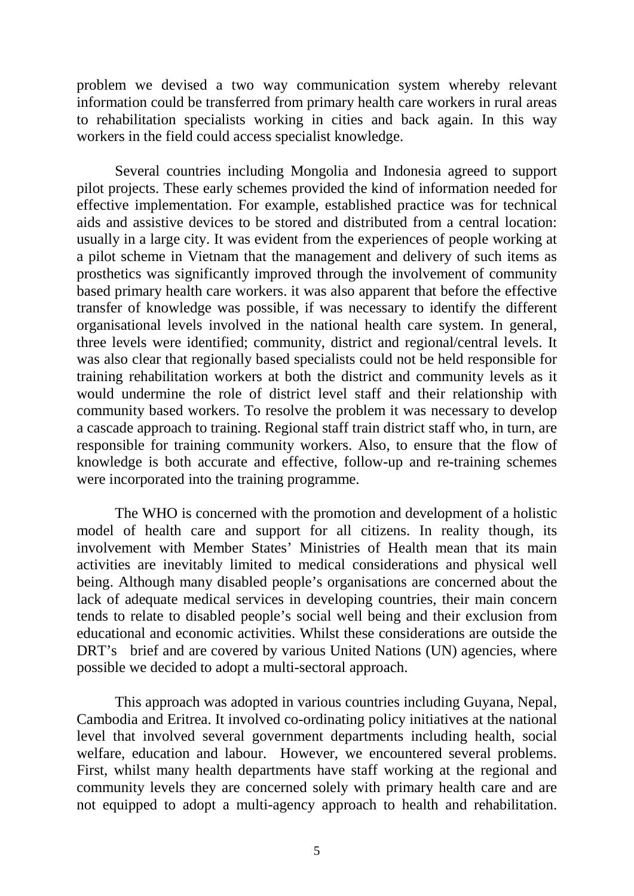problem we devised a two way communication system whereby relevant information could be transferred from primary health care workers in rural areas to rehabilitation specialists working in cities and back again. In this way workers in the field could access specialist knowledge.

Several countries including Mongolia and Indonesia agreed to support pilot projects. These early schemes provided the kind of information needed for effective implementation. For example, established practice was for technical aids and assistive devices to be stored and distributed from a central location: usually in a large city. It was evident from the experiences of people working at a pilot scheme in Vietnam that the management and delivery of such items as prosthetics was significantly improved through the involvement of community based primary health care workers. it was also apparent that before the effective transfer of knowledge was possible, if was necessary to identify the different organisational levels involved in the national health care system. In general, three levels were identified; community, district and regional/central levels. It was also clear that regionally based specialists could not be held responsible for training rehabilitation workers at both the district and community levels as it would undermine the role of district level staff and their relationship with community based workers. To resolve the problem it was necessary to develop a cascade approach to training. Regional staff train district staff who, in turn, are responsible for training community workers. Also, to ensure that the flow of knowledge is both accurate and effective, follow-up and re-training schemes were incorporated into the training programme.

The WHO is concerned with the promotion and development of a holistic model of health care and support for all citizens. In reality though, its involvement with Member States' Ministries of Health mean that its main activities are inevitably limited to medical considerations and physical well being. Although many disabled people's organisations are concerned about the lack of adequate medical services in developing countries, their main concern tends to relate to disabled people's social well being and their exclusion from educational and economic activities. Whilst these considerations are outside the DRT's brief and are covered by various United Nations (UN) agencies, where possible we decided to adopt a multi-sectoral approach.

This approach was adopted in various countries including Guyana, Nepal, Cambodia and Eritrea. It involved co-ordinating policy initiatives at the national level that involved several government departments including health, social welfare, education and labour. However, we encountered several problems. First, whilst many health departments have staff working at the regional and community levels they are concerned solely with primary health care and are not equipped to adopt a multi-agency approach to health and rehabilitation.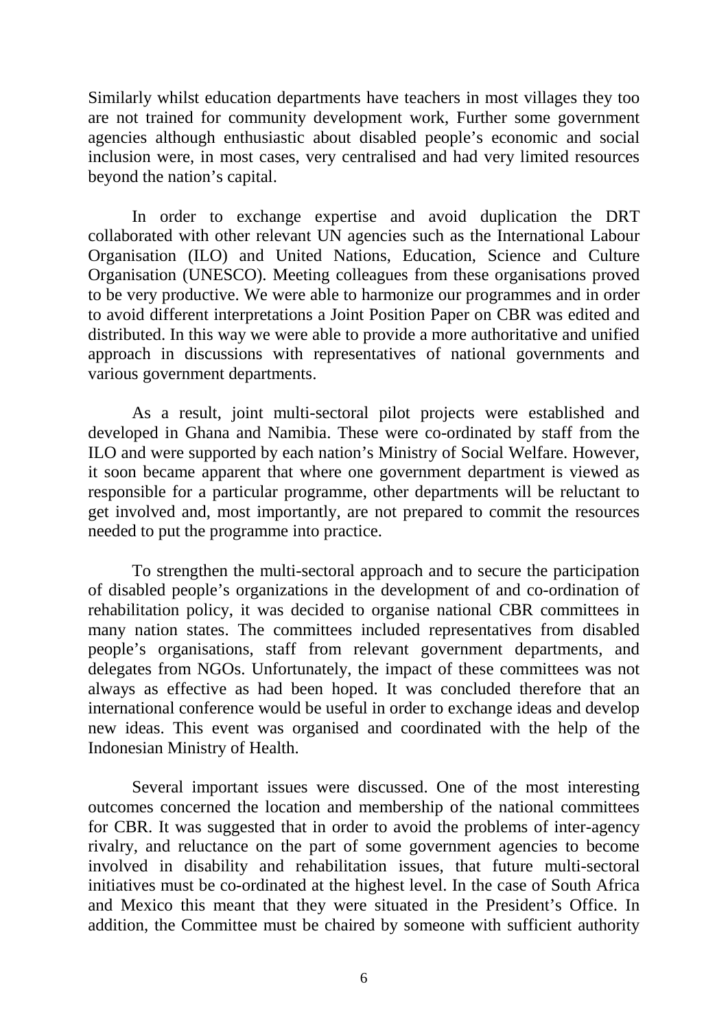Similarly whilst education departments have teachers in most villages they too are not trained for community development work, Further some government agencies although enthusiastic about disabled people's economic and social inclusion were, in most cases, very centralised and had very limited resources beyond the nation's capital.

In order to exchange expertise and avoid duplication the DRT collaborated with other relevant UN agencies such as the International Labour Organisation (ILO) and United Nations, Education, Science and Culture Organisation (UNESCO). Meeting colleagues from these organisations proved to be very productive. We were able to harmonize our programmes and in order to avoid different interpretations a Joint Position Paper on CBR was edited and distributed. In this way we were able to provide a more authoritative and unified approach in discussions with representatives of national governments and various government departments.

As a result, joint multi-sectoral pilot projects were established and developed in Ghana and Namibia. These were co-ordinated by staff from the ILO and were supported by each nation's Ministry of Social Welfare. However, it soon became apparent that where one government department is viewed as responsible for a particular programme, other departments will be reluctant to get involved and, most importantly, are not prepared to commit the resources needed to put the programme into practice.

To strengthen the multi-sectoral approach and to secure the participation of disabled people's organizations in the development of and co-ordination of rehabilitation policy, it was decided to organise national CBR committees in many nation states. The committees included representatives from disabled people's organisations, staff from relevant government departments, and delegates from NGOs. Unfortunately, the impact of these committees was not always as effective as had been hoped. It was concluded therefore that an international conference would be useful in order to exchange ideas and develop new ideas. This event was organised and coordinated with the help of the Indonesian Ministry of Health.

Several important issues were discussed. One of the most interesting outcomes concerned the location and membership of the national committees for CBR. It was suggested that in order to avoid the problems of inter-agency rivalry, and reluctance on the part of some government agencies to become involved in disability and rehabilitation issues, that future multi-sectoral initiatives must be co-ordinated at the highest level. In the case of South Africa and Mexico this meant that they were situated in the President's Office. In addition, the Committee must be chaired by someone with sufficient authority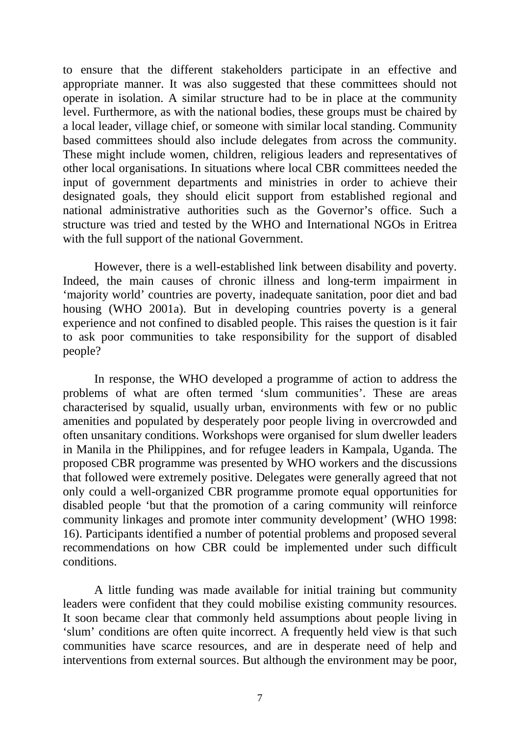to ensure that the different stakeholders participate in an effective and appropriate manner. It was also suggested that these committees should not operate in isolation. A similar structure had to be in place at the community level. Furthermore, as with the national bodies, these groups must be chaired by a local leader, village chief, or someone with similar local standing. Community based committees should also include delegates from across the community. These might include women, children, religious leaders and representatives of other local organisations. In situations where local CBR committees needed the input of government departments and ministries in order to achieve their designated goals, they should elicit support from established regional and national administrative authorities such as the Governor's office. Such a structure was tried and tested by the WHO and International NGOs in Eritrea with the full support of the national Government.

However, there is a well-established link between disability and poverty. Indeed, the main causes of chronic illness and long-term impairment in 'majority world' countries are poverty, inadequate sanitation, poor diet and bad housing (WHO 2001a). But in developing countries poverty is a general experience and not confined to disabled people. This raises the question is it fair to ask poor communities to take responsibility for the support of disabled people?

In response, the WHO developed a programme of action to address the problems of what are often termed 'slum communities'. These are areas characterised by squalid, usually urban, environments with few or no public amenities and populated by desperately poor people living in overcrowded and often unsanitary conditions. Workshops were organised for slum dweller leaders in Manila in the Philippines, and for refugee leaders in Kampala, Uganda. The proposed CBR programme was presented by WHO workers and the discussions that followed were extremely positive. Delegates were generally agreed that not only could a well-organized CBR programme promote equal opportunities for disabled people 'but that the promotion of a caring community will reinforce community linkages and promote inter community development' (WHO 1998: 16). Participants identified a number of potential problems and proposed several recommendations on how CBR could be implemented under such difficult conditions.

A little funding was made available for initial training but community leaders were confident that they could mobilise existing community resources. It soon became clear that commonly held assumptions about people living in 'slum' conditions are often quite incorrect. A frequently held view is that such communities have scarce resources, and are in desperate need of help and interventions from external sources. But although the environment may be poor,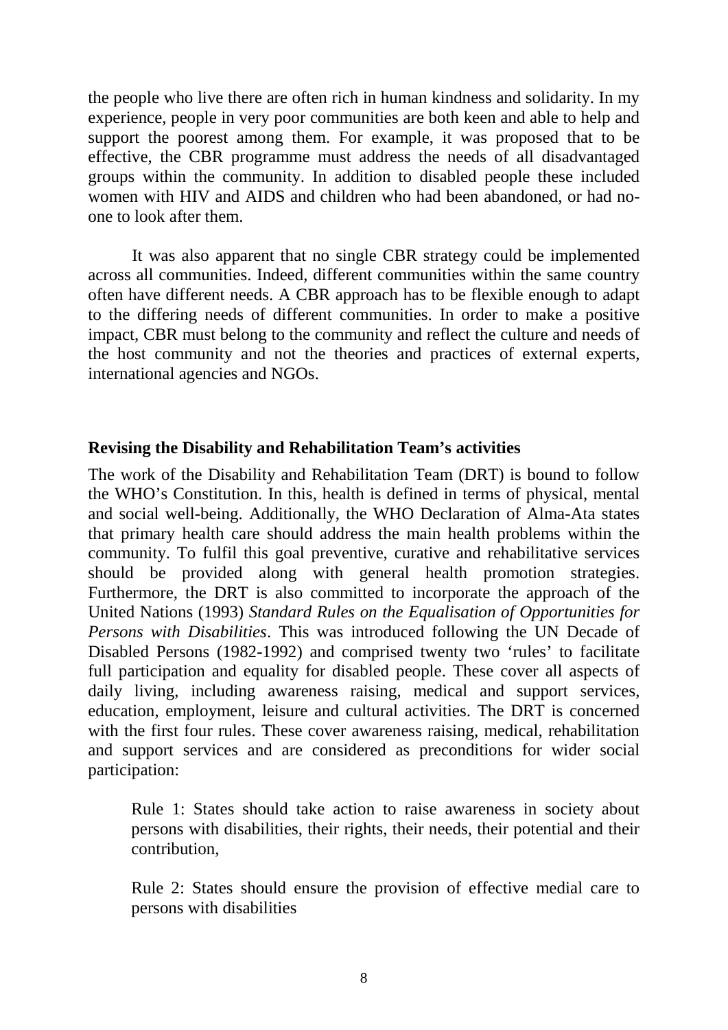the people who live there are often rich in human kindness and solidarity. In my experience, people in very poor communities are both keen and able to help and support the poorest among them. For example, it was proposed that to be effective, the CBR programme must address the needs of all disadvantaged groups within the community. In addition to disabled people these included women with HIV and AIDS and children who had been abandoned, or had no-one to look after them.

It was also apparent that no single CBR strategy could be implemented across all communities. Indeed, different communities within the same country often have different needs. A CBR approach has to be flexible enough to adapt to the differing needs of different communities. In order to make a positive impact, CBR must belong to the community and reflect the culture and needs of the host community and not the theories and practices of external experts, international agencies and NGOs.

### Revising the Disability and Rehabilitation Team's activities

The work of the Disability and Rehabilitation Team (DRT) is bound to follow the WHO's Constitution. In this, health is defined in terms of physical, mental and social well-being. Additionally, the WHO Declaration of Alma-Ata states that primary health care should address the main health problems within the community. To fulfil this goal preventive, curative and rehabilitative services should be provided along with general health promotion strategies. Furthermore, the DRT is also committed to incorporate the approach of the United Nations (1993) *Standard Rules on the Equalisation of Opportunities for Persons with Disabilities*. This was introduced following the UN Decade of Disabled Persons (1982-1992) and comprised twenty two 'rules' to facilitate full participation and equality for disabled people. These cover all aspects of daily living, including awareness raising, medical and support services, education, employment, leisure and cultural activities. The DRT is concerned with the first four rules. These cover awareness raising, medical, rehabilitation and support services and are considered as preconditions for wider social participation:

> Rule 1: States should take action to raise awareness in society about persons with disabilities, their rights, their needs, their potential and their contribution,
>
> Rule 2: States should ensure the provision of effective medial care to persons with disabilities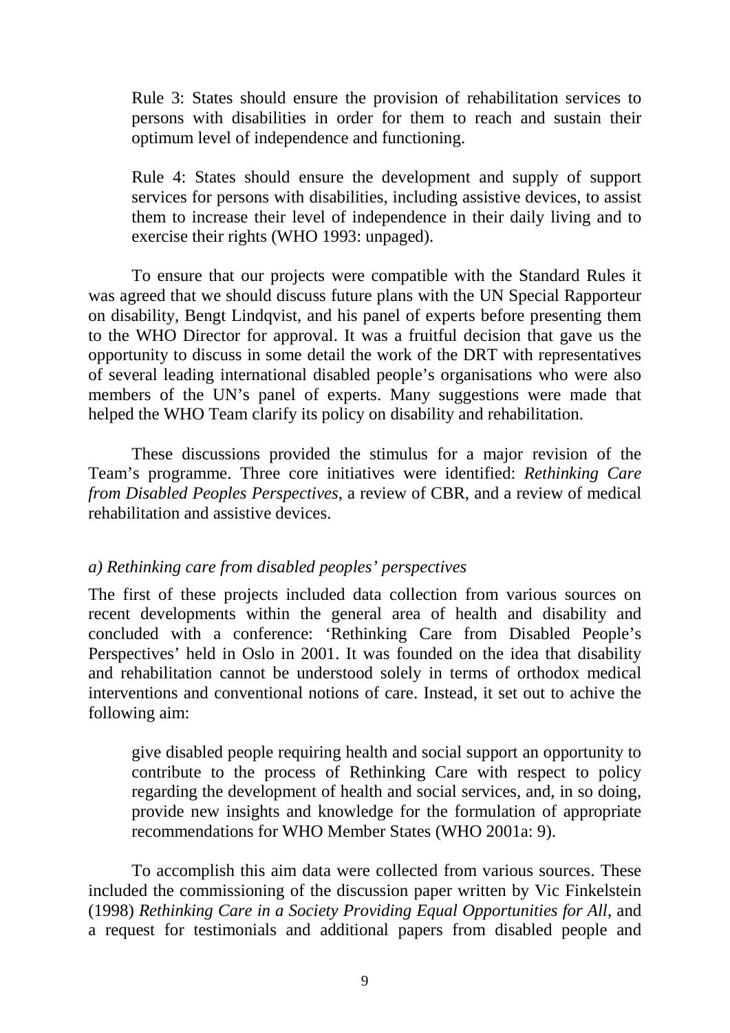> Rule 3: States should ensure the provision of rehabilitation services to persons with disabilities in order for them to reach and sustain their optimum level of independence and functioning.
>
> Rule 4: States should ensure the development and supply of support services for persons with disabilities, including assistive devices, to assist them to increase their level of independence in their daily living and to exercise their rights (WHO 1993: unpaged).

To ensure that our projects were compatible with the Standard Rules it was agreed that we should discuss future plans with the UN Special Rapporteur on disability, Bengt Lindqvist, and his panel of experts before presenting them to the WHO Director for approval. It was a fruitful decision that gave us the opportunity to discuss in some detail the work of the DRT with representatives of several leading international disabled people's organisations who were also members of the UN's panel of experts. Many suggestions were made that helped the WHO Team clarify its policy on disability and rehabilitation.

These discussions provided the stimulus for a major revision of the Team's programme. Three core initiatives were identified: *Rethinking Care from Disabled Peoples Perspectives*, a review of CBR, and a review of medical rehabilitation and assistive devices.

### *a) Rethinking care from disabled peoples' perspectives*

The first of these projects included data collection from various sources on recent developments within the general area of health and disability and concluded with a conference: 'Rethinking Care from Disabled People's Perspectives' held in Oslo in 2001. It was founded on the idea that disability and rehabilitation cannot be understood solely in terms of orthodox medical interventions and conventional notions of care. Instead, it set out to achive the following aim:

> give disabled people requiring health and social support an opportunity to contribute to the process of Rethinking Care with respect to policy regarding the development of health and social services, and, in so doing, provide new insights and knowledge for the formulation of appropriate recommendations for WHO Member States (WHO 2001a: 9).

To accomplish this aim data were collected from various sources. These included the commissioning of the discussion paper written by Vic Finkelstein (1998) *Rethinking Care in a Society Providing Equal Opportunities for All*, and a request for testimonials and additional papers from disabled people and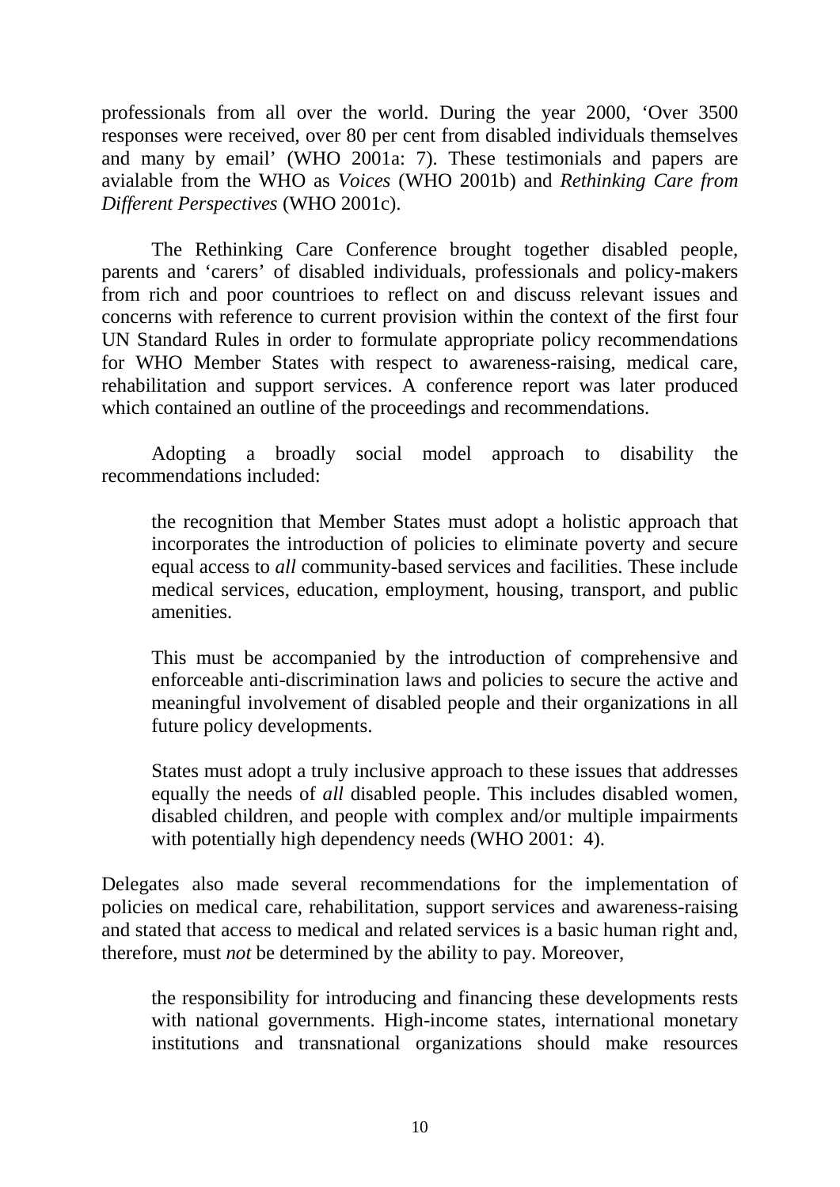professionals from all over the world. During the year 2000, ‘Over 3500 responses were received, over 80 per cent from disabled individuals themselves and many by email’ (WHO 2001a: 7). These testimonials and papers are avialable from the WHO as *Voices* (WHO 2001b) and *Rethinking Care from Different Perspectives* (WHO 2001c).

The Rethinking Care Conference brought together disabled people, parents and ‘carers’ of disabled individuals, professionals and policy-makers from rich and poor countrioes to reflect on and discuss relevant issues and concerns with reference to current provision within the context of the first four UN Standard Rules in order to formulate appropriate policy recommendations for WHO Member States with respect to awareness-raising, medical care, rehabilitation and support services. A conference report was later produced which contained an outline of the proceedings and recommendations.

Adopting a broadly social model approach to disability the recommendations included:

> the recognition that Member States must adopt a holistic approach that incorporates the introduction of policies to eliminate poverty and secure equal access to *all* community-based services and facilities. These include medical services, education, employment, housing, transport, and public amenities.
>
> This must be accompanied by the introduction of comprehensive and enforceable anti-discrimination laws and policies to secure the active and meaningful involvement of disabled people and their organizations in all future policy developments.
>
> States must adopt a truly inclusive approach to these issues that addresses equally the needs of *all* disabled people. This includes disabled women, disabled children, and people with complex and/or multiple impairments with potentially high dependency needs (WHO 2001: 4).

Delegates also made several recommendations for the implementation of policies on medical care, rehabilitation, support services and awareness-raising and stated that access to medical and related services is a basic human right and, therefore, must *not* be determined by the ability to pay. Moreover,

> the responsibility for introducing and financing these developments rests with national governments. High-income states, international monetary institutions and transnational organizations should make resources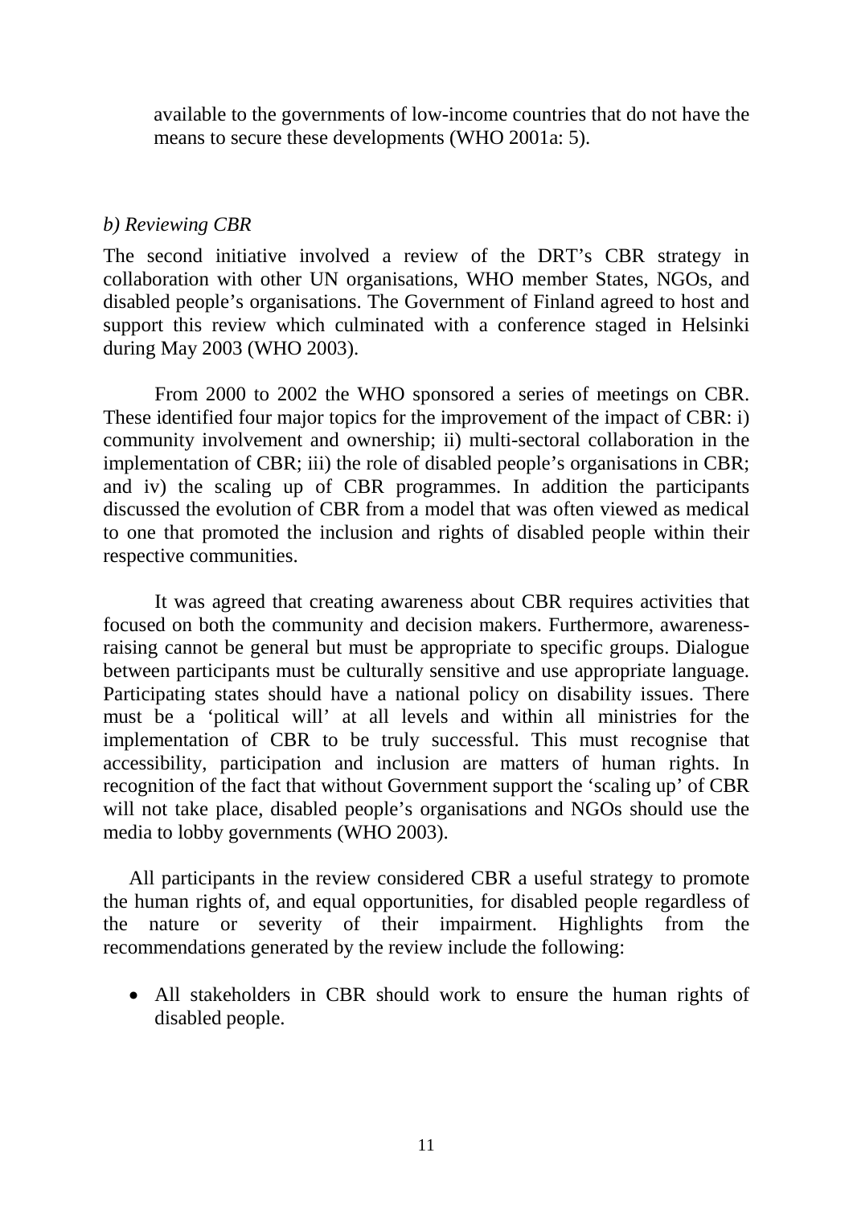> available to the governments of low-income countries that do not have the means to secure these developments (WHO 2001a: 5).

*b) Reviewing CBR*

The second initiative involved a review of the DRT's CBR strategy in collaboration with other UN organisations, WHO member States, NGOs, and disabled people's organisations. The Government of Finland agreed to host and support this review which culminated with a conference staged in Helsinki during May 2003 (WHO 2003).

From 2000 to 2002 the WHO sponsored a series of meetings on CBR. These identified four major topics for the improvement of the impact of CBR: i) community involvement and ownership; ii) multi-sectoral collaboration in the implementation of CBR; iii) the role of disabled people's organisations in CBR; and iv) the scaling up of CBR programmes. In addition the participants discussed the evolution of CBR from a model that was often viewed as medical to one that promoted the inclusion and rights of disabled people within their respective communities.

It was agreed that creating awareness about CBR requires activities that focused on both the community and decision makers. Furthermore, awareness-raising cannot be general but must be appropriate to specific groups. Dialogue between participants must be culturally sensitive and use appropriate language. Participating states should have a national policy on disability issues. There must be a 'political will' at all levels and within all ministries for the implementation of CBR to be truly successful. This must recognise that accessibility, participation and inclusion are matters of human rights. In recognition of the fact that without Government support the 'scaling up' of CBR will not take place, disabled people's organisations and NGOs should use the media to lobby governments (WHO 2003).

All participants in the review considered CBR a useful strategy to promote the human rights of, and equal opportunities, for disabled people regardless of the nature or severity of their impairment. Highlights from the recommendations generated by the review include the following:

- All stakeholders in CBR should work to ensure the human rights of disabled people.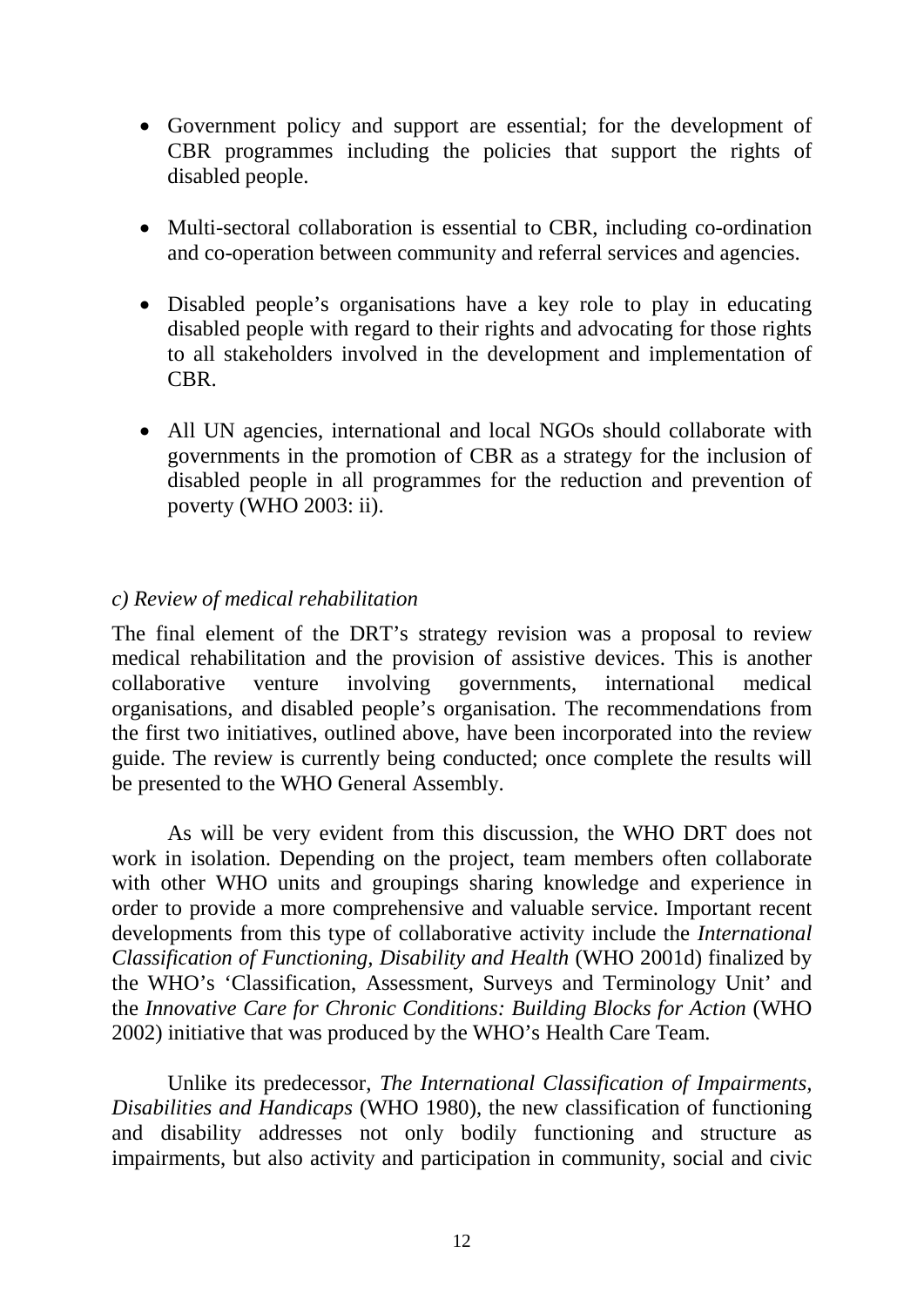- Government policy and support are essential; for the development of CBR programmes including the policies that support the rights of disabled people.

- Multi-sectoral collaboration is essential to CBR, including co-ordination and co-operation between community and referral services and agencies.

- Disabled people's organisations have a key role to play in educating disabled people with regard to their rights and advocating for those rights to all stakeholders involved in the development and implementation of CBR.

- All UN agencies, international and local NGOs should collaborate with governments in the promotion of CBR as a strategy for the inclusion of disabled people in all programmes for the reduction and prevention of poverty (WHO 2003: ii).

*c) Review of medical rehabilitation*

The final element of the DRT's strategy revision was a proposal to review medical rehabilitation and the provision of assistive devices. This is another collaborative venture involving governments, international medical organisations, and disabled people's organisation. The recommendations from the first two initiatives, outlined above, have been incorporated into the review guide. The review is currently being conducted; once complete the results will be presented to the WHO General Assembly.

As will be very evident from this discussion, the WHO DRT does not work in isolation. Depending on the project, team members often collaborate with other WHO units and groupings sharing knowledge and experience in order to provide a more comprehensive and valuable service. Important recent developments from this type of collaborative activity include the *International Classification of Functioning, Disability and Health* (WHO 2001d) finalized by the WHO's 'Classification, Assessment, Surveys and Terminology Unit' and the *Innovative Care for Chronic Conditions: Building Blocks for Action* (WHO 2002) initiative that was produced by the WHO's Health Care Team.

Unlike its predecessor, *The International Classification of Impairments, Disabilities and Handicaps* (WHO 1980), the new classification of functioning and disability addresses not only bodily functioning and structure as impairments, but also activity and participation in community, social and civic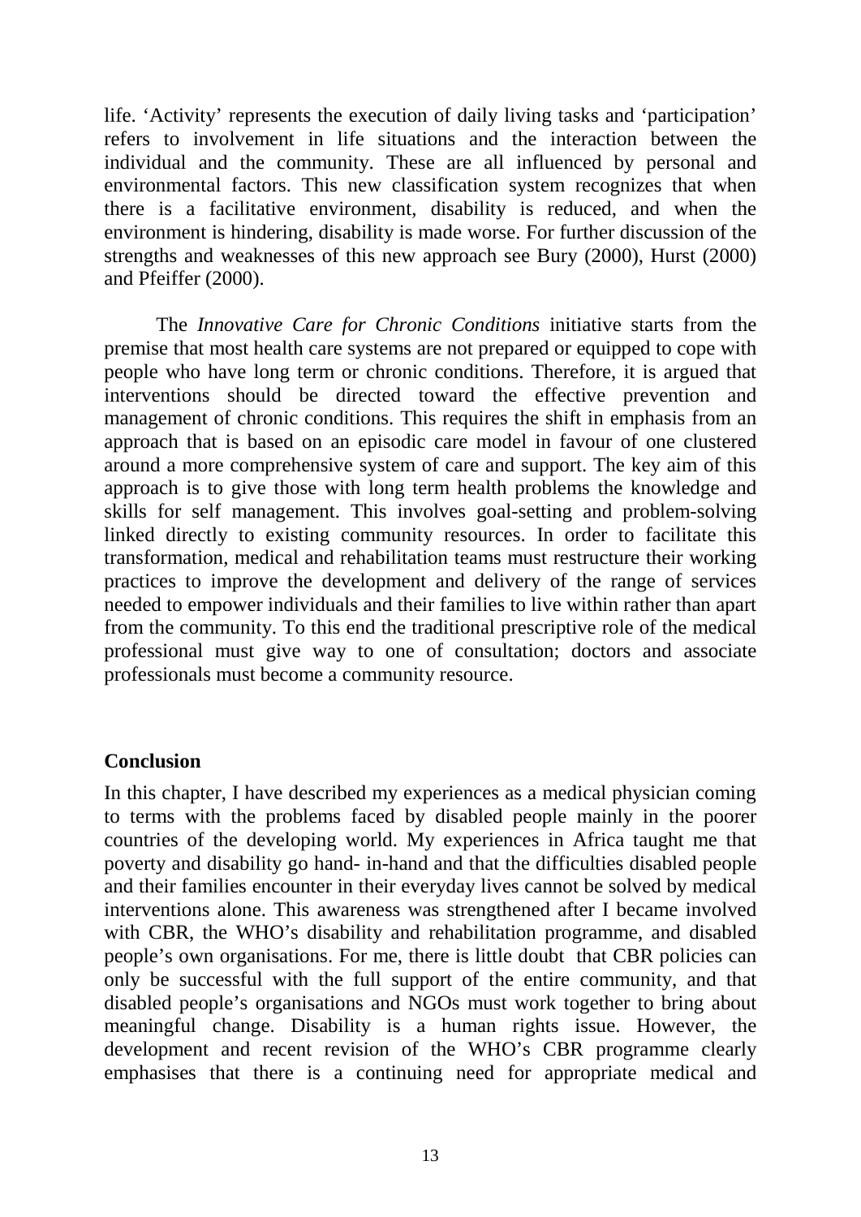life. 'Activity' represents the execution of daily living tasks and 'participation' refers to involvement in life situations and the interaction between the individual and the community. These are all influenced by personal and environmental factors. This new classification system recognizes that when there is a facilitative environment, disability is reduced, and when the environment is hindering, disability is made worse. For further discussion of the strengths and weaknesses of this new approach see Bury (2000), Hurst (2000) and Pfeiffer (2000).

The *Innovative Care for Chronic Conditions* initiative starts from the premise that most health care systems are not prepared or equipped to cope with people who have long term or chronic conditions. Therefore, it is argued that interventions should be directed toward the effective prevention and management of chronic conditions. This requires the shift in emphasis from an approach that is based on an episodic care model in favour of one clustered around a more comprehensive system of care and support. The key aim of this approach is to give those with long term health problems the knowledge and skills for self management. This involves goal-setting and problem-solving linked directly to existing community resources. In order to facilitate this transformation, medical and rehabilitation teams must restructure their working practices to improve the development and delivery of the range of services needed to empower individuals and their families to live within rather than apart from the community. To this end the traditional prescriptive role of the medical professional must give way to one of consultation; doctors and associate professionals must become a community resource.

## Conclusion

In this chapter, I have described my experiences as a medical physician coming to terms with the problems faced by disabled people mainly in the poorer countries of the developing world. My experiences in Africa taught me that poverty and disability go hand- in-hand and that the difficulties disabled people and their families encounter in their everyday lives cannot be solved by medical interventions alone. This awareness was strengthened after I became involved with CBR, the WHO's disability and rehabilitation programme, and disabled people's own organisations. For me, there is little doubt that CBR policies can only be successful with the full support of the entire community, and that disabled people's organisations and NGOs must work together to bring about meaningful change. Disability is a human rights issue. However, the development and recent revision of the WHO's CBR programme clearly emphasises that there is a continuing need for appropriate medical and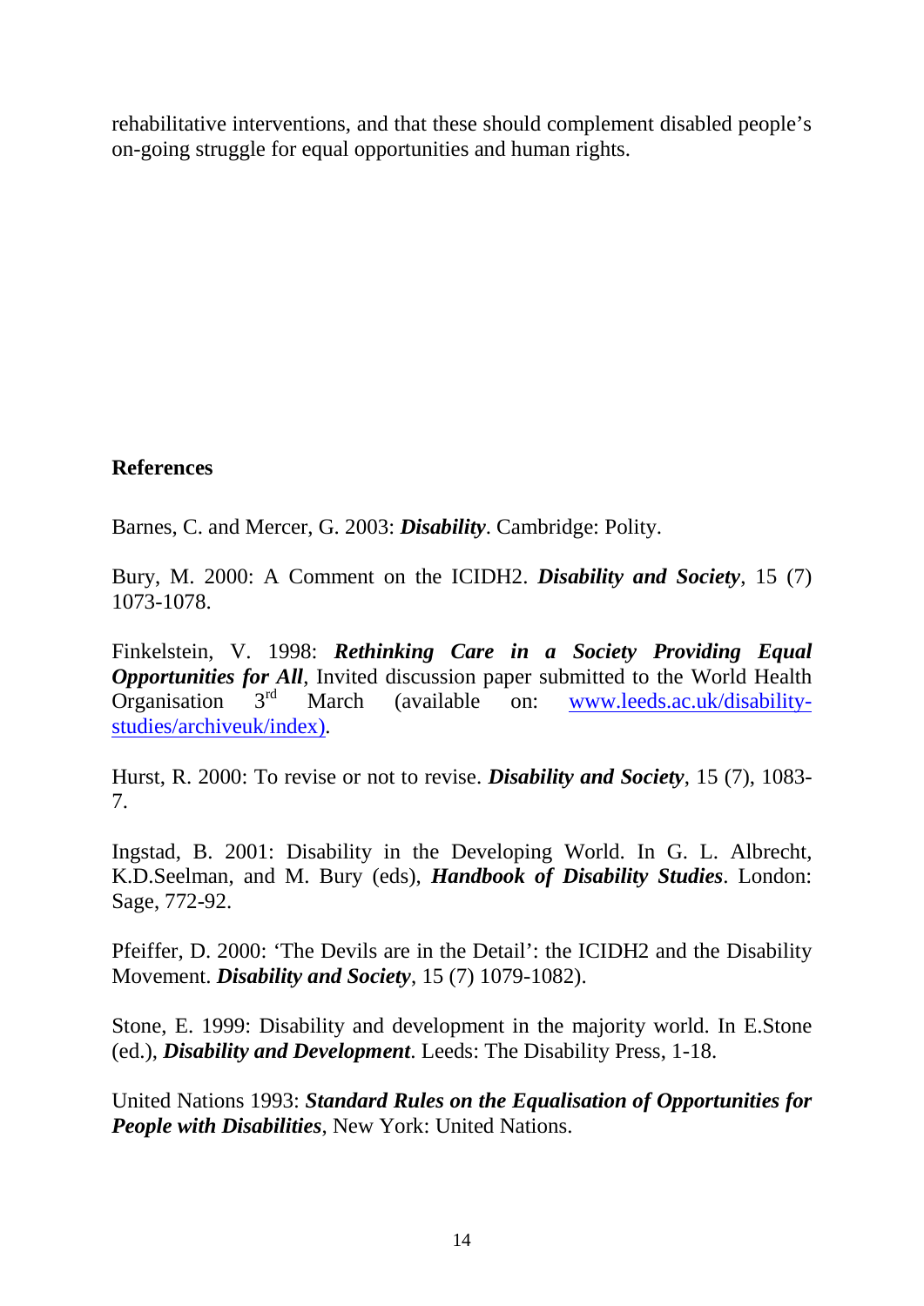rehabilitative interventions, and that these should complement disabled people's on-going struggle for equal opportunities and human rights.

## References

Barnes, C. and Mercer, G. 2003: ***Disability***. Cambridge: Polity.

Bury, M. 2000: A Comment on the ICIDH2. ***Disability and Society***, 15 (7) 1073-1078.

Finkelstein, V. 1998: ***Rethinking Care in a Society Providing Equal Opportunities for All***, Invited discussion paper submitted to the World Health Organisation 3rd March (available on: www.leeds.ac.uk/disability-studies/archiveuk/index).

Hurst, R. 2000: To revise or not to revise. ***Disability and Society***, 15 (7), 1083-7.

Ingstad, B. 2001: Disability in the Developing World. In G. L. Albrecht, K.D.Seelman, and M. Bury (eds), ***Handbook of Disability Studies***. London: Sage, 772-92.

Pfeiffer, D. 2000: 'The Devils are in the Detail': the ICIDH2 and the Disability Movement. ***Disability and Society***, 15 (7) 1079-1082).

Stone, E. 1999: Disability and development in the majority world. In E.Stone (ed.), ***Disability and Development***. Leeds: The Disability Press, 1-18.

United Nations 1993: ***Standard Rules on the Equalisation of Opportunities for People with Disabilities***, New York: United Nations.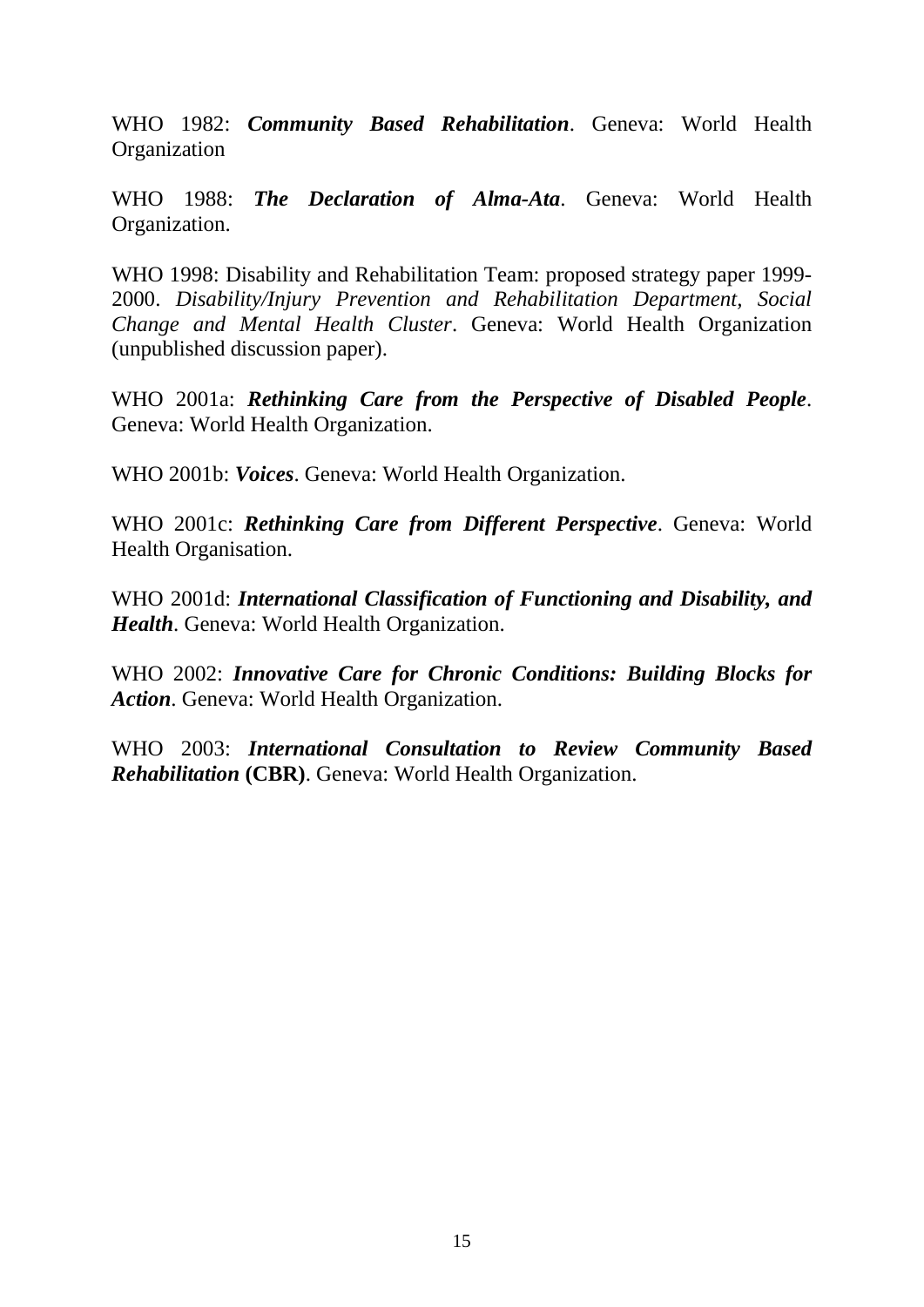WHO 1982: ***Community Based Rehabilitation***. Geneva: World Health Organization

WHO 1988: ***The Declaration of Alma-Ata***. Geneva: World Health Organization.

WHO 1998: Disability and Rehabilitation Team: proposed strategy paper 1999-2000. *Disability/Injury Prevention and Rehabilitation Department, Social Change and Mental Health Cluster*. Geneva: World Health Organization (unpublished discussion paper).

WHO 2001a: ***Rethinking Care from the Perspective of Disabled People***. Geneva: World Health Organization.

WHO 2001b: ***Voices***. Geneva: World Health Organization.

WHO 2001c: ***Rethinking Care from Different Perspective***. Geneva: World Health Organisation.

WHO 2001d: ***International Classification of Functioning and Disability, and Health***. Geneva: World Health Organization.

WHO 2002: ***Innovative Care for Chronic Conditions: Building Blocks for Action***. Geneva: World Health Organization.

WHO 2003: ***International Consultation to Review Community Based Rehabilitation* (CBR)**. Geneva: World Health Organization.